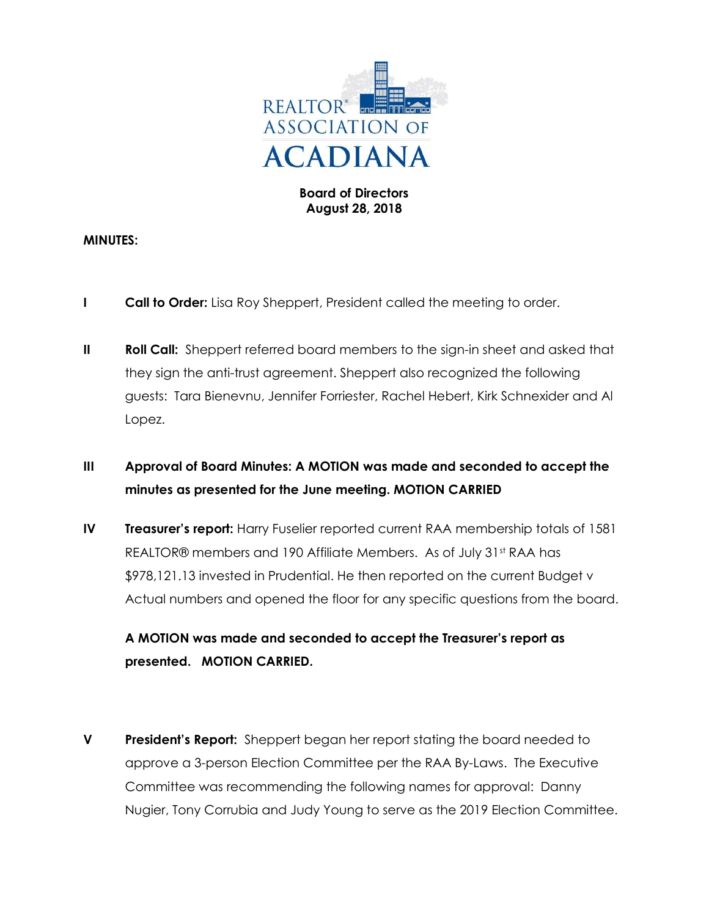REALTOR® ASSOCIATION OF ACADIANA

**Board of Directors**
**August 28, 2018**

**MINUTES:**

**I** **Call to Order:** Lisa Roy Sheppert, President called the meeting to order.

**II** **Roll Call:** Sheppert referred board members to the sign-in sheet and asked that they sign the anti-trust agreement. Sheppert also recognized the following guests: Tara Bienevnu, Jennifer Forriester, Rachel Hebert, Kirk Schnexider and Al Lopez.

**III** **Approval of Board Minutes: A MOTION was made and seconded to accept the minutes as presented for the June meeting. MOTION CARRIED**

**IV** **Treasurer's report:** Harry Fuselier reported current RAA membership totals of 1581 REALTOR® members and 190 Affiliate Members. As of July 31st RAA has $978,121.13 invested in Prudential. He then reported on the current Budget v Actual numbers and opened the floor for any specific questions from the board.

**A MOTION was made and seconded to accept the Treasurer's report as presented. MOTION CARRIED.**

**V** **President's Report:** Sheppert began her report stating the board needed to approve a 3-person Election Committee per the RAA By-Laws. The Executive Committee was recommending the following names for approval: Danny Nugier, Tony Corrubia and Judy Young to serve as the 2019 Election Committee.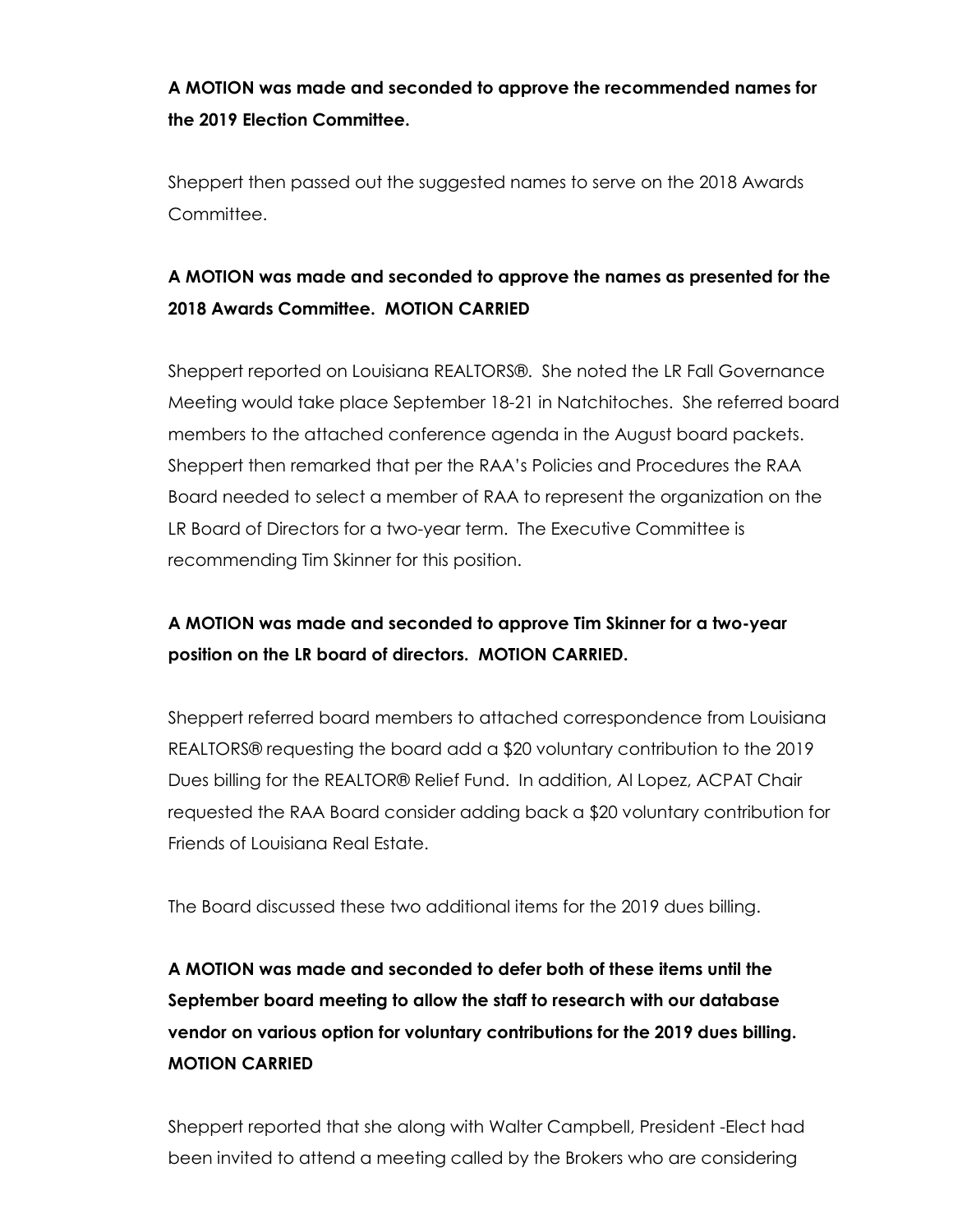**A MOTION was made and seconded to approve the recommended names for the 2019 Election Committee.**

Sheppert then passed out the suggested names to serve on the 2018 Awards Committee.

**A MOTION was made and seconded to approve the names as presented for the 2018 Awards Committee. MOTION CARRIED**

Sheppert reported on Louisiana REALTORS®. She noted the LR Fall Governance Meeting would take place September 18-21 in Natchitoches. She referred board members to the attached conference agenda in the August board packets. Sheppert then remarked that per the RAA's Policies and Procedures the RAA Board needed to select a member of RAA to represent the organization on the LR Board of Directors for a two-year term. The Executive Committee is recommending Tim Skinner for this position.

**A MOTION was made and seconded to approve Tim Skinner for a two-year position on the LR board of directors. MOTION CARRIED.**

Sheppert referred board members to attached correspondence from Louisiana REALTORS® requesting the board add a $20 voluntary contribution to the 2019 Dues billing for the REALTOR® Relief Fund. In addition, Al Lopez, ACPAT Chair requested the RAA Board consider adding back a $20 voluntary contribution for Friends of Louisiana Real Estate.

The Board discussed these two additional items for the 2019 dues billing.

**A MOTION was made and seconded to defer both of these items until the September board meeting to allow the staff to research with our database vendor on various option for voluntary contributions for the 2019 dues billing. MOTION CARRIED**

Sheppert reported that she along with Walter Campbell, President -Elect had been invited to attend a meeting called by the Brokers who are considering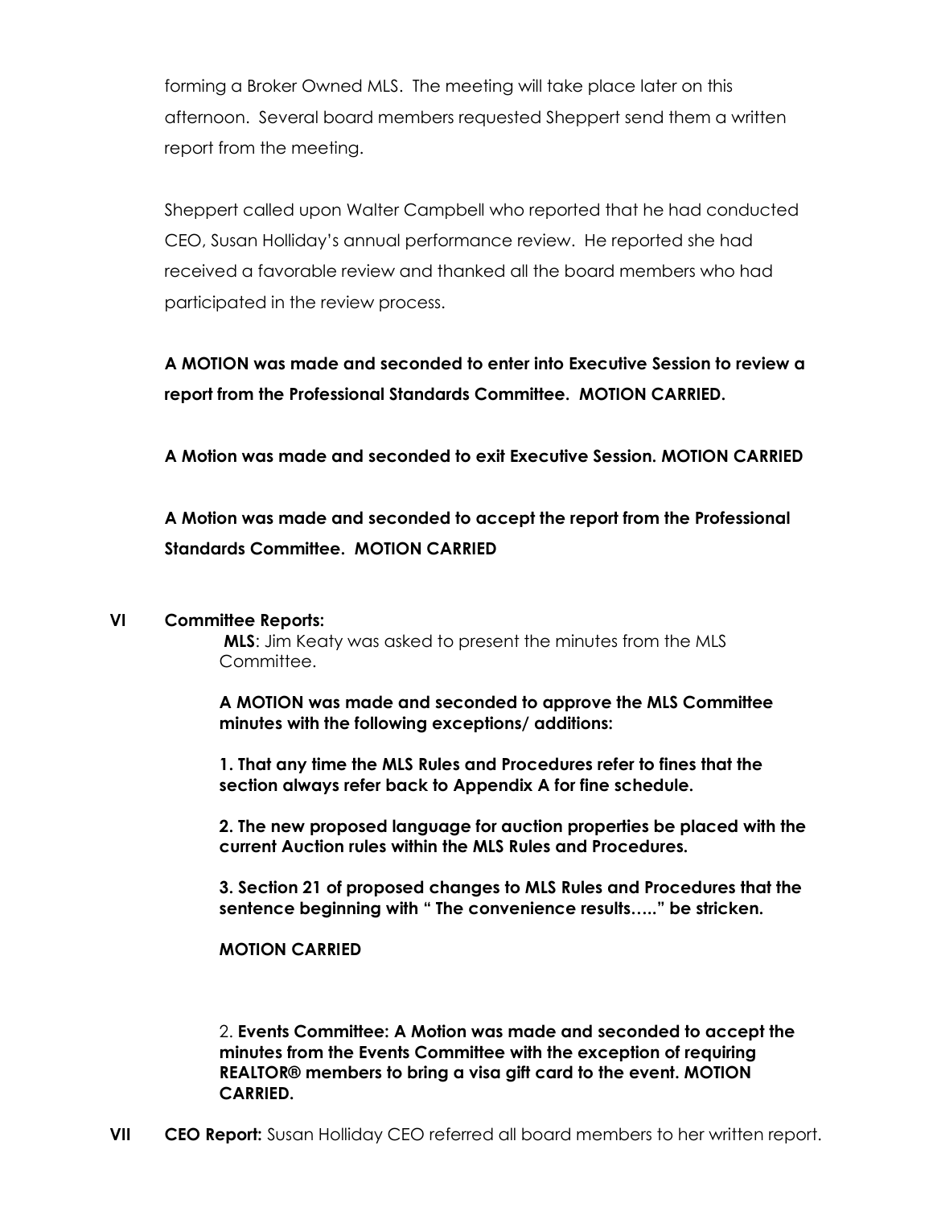forming a Broker Owned MLS. The meeting will take place later on this afternoon. Several board members requested Sheppert send them a written report from the meeting.

Sheppert called upon Walter Campbell who reported that he had conducted CEO, Susan Holliday's annual performance review. He reported she had received a favorable review and thanked all the board members who had participated in the review process.

**A MOTION was made and seconded to enter into Executive Session to review a report from the Professional Standards Committee. MOTION CARRIED.**

**A Motion was made and seconded to exit Executive Session. MOTION CARRIED**

**A Motion was made and seconded to accept the report from the Professional Standards Committee. MOTION CARRIED**

**VI Committee Reports:**

**MLS**: Jim Keaty was asked to present the minutes from the MLS Committee.

**A MOTION was made and seconded to approve the MLS Committee minutes with the following exceptions/ additions:**

**1. That any time the MLS Rules and Procedures refer to fines that the section always refer back to Appendix A for fine schedule.**

**2. The new proposed language for auction properties be placed with the current Auction rules within the MLS Rules and Procedures.**

**3. Section 21 of proposed changes to MLS Rules and Procedures that the sentence beginning with " The convenience results….." be stricken.**

**MOTION CARRIED**

2. **Events Committee: A Motion was made and seconded to accept the minutes from the Events Committee with the exception of requiring REALTOR® members to bring a visa gift card to the event. MOTION CARRIED.**

**VII CEO Report:** Susan Holliday CEO referred all board members to her written report.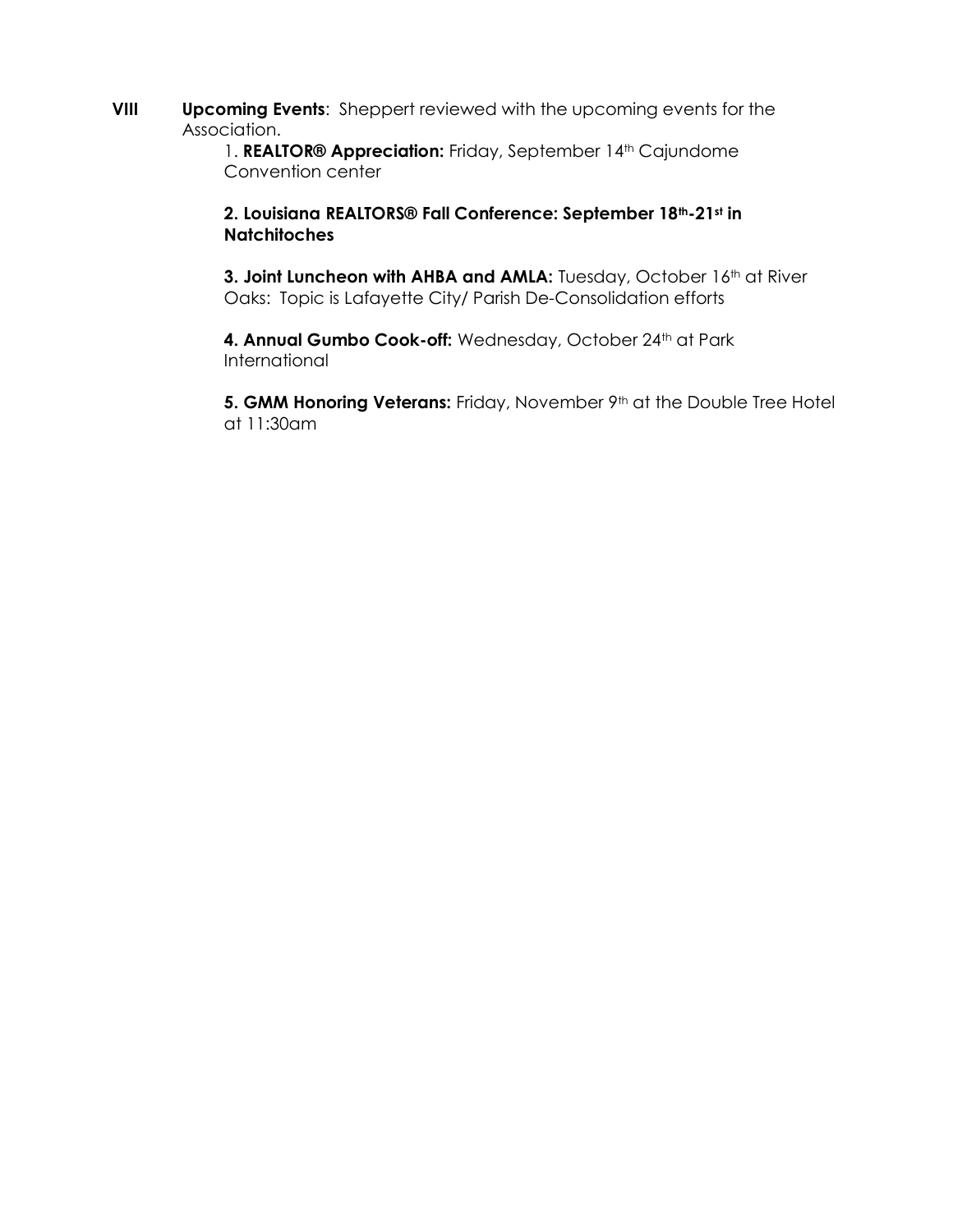**VIII** **Upcoming Events**: Sheppert reviewed with the upcoming events for the Association.

1. **REALTOR® Appreciation:** Friday, September 14th Cajundome Convention center

2. **Louisiana REALTORS® Fall Conference: September 18th-21st in Natchitoches**

3. **Joint Luncheon with AHBA and AMLA:** Tuesday, October 16th at River Oaks: Topic is Lafayette City/ Parish De-Consolidation efforts

4. **Annual Gumbo Cook-off:** Wednesday, October 24th at Park International

5. **GMM Honoring Veterans:** Friday, November 9th at the Double Tree Hotel at 11:30am